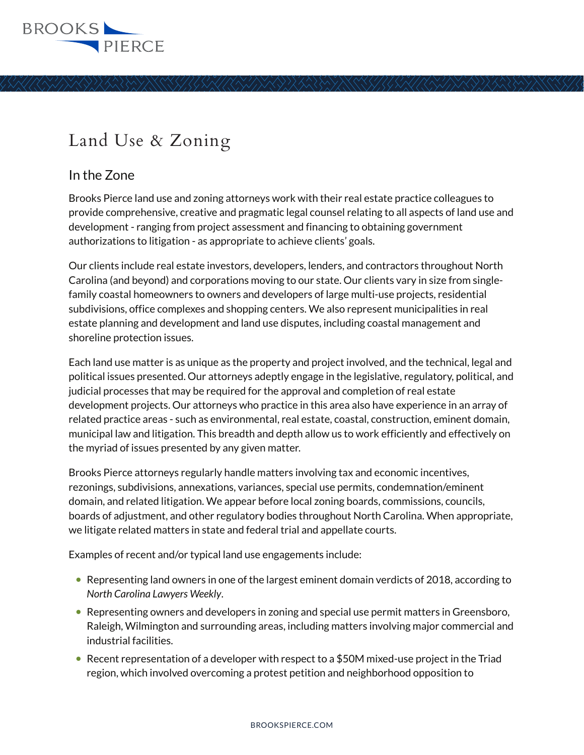# Land Use & Zoning

## In the Zone

Brooks Pierce land use and zoning attorneys work with their real estate practice colleagues to provide comprehensive, creative and pragmatic legal counsel relating to all aspects of land use and development - ranging from project assessment and financing to obtaining government authorizations to litigation - as appropriate to achieve clients' goals.

Our clients include real estate investors, developers, lenders, and contractors throughout North Carolina (and beyond) and corporations moving to our state. Our clients vary in size from single-family coastal homeowners to owners and developers of large multi-use projects, residential subdivisions, office complexes and shopping centers. We also represent municipalities in real estate planning and development and land use disputes, including coastal management and shoreline protection issues.

Each land use matter is as unique as the property and project involved, and the technical, legal and political issues presented. Our attorneys adeptly engage in the legislative, regulatory, political, and judicial processes that may be required for the approval and completion of real estate development projects. Our attorneys who practice in this area also have experience in an array of related practice areas - such as environmental, real estate, coastal, construction, eminent domain, municipal law and litigation. This breadth and depth allow us to work efficiently and effectively on the myriad of issues presented by any given matter.

Brooks Pierce attorneys regularly handle matters involving tax and economic incentives, rezonings, subdivisions, annexations, variances, special use permits, condemnation/eminent domain, and related litigation. We appear before local zoning boards, commissions, councils, boards of adjustment, and other regulatory bodies throughout North Carolina. When appropriate, we litigate related matters in state and federal trial and appellate courts.

Examples of recent and/or typical land use engagements include:

- Representing land owners in one of the largest eminent domain verdicts of 2018, according to *North Carolina Lawyers Weekly*.
- Representing owners and developers in zoning and special use permit matters in Greensboro, Raleigh, Wilmington and surrounding areas, including matters involving major commercial and industrial facilities.
- Recent representation of a developer with respect to a $50M mixed-use project in the Triad region, which involved overcoming a protest petition and neighborhood opposition to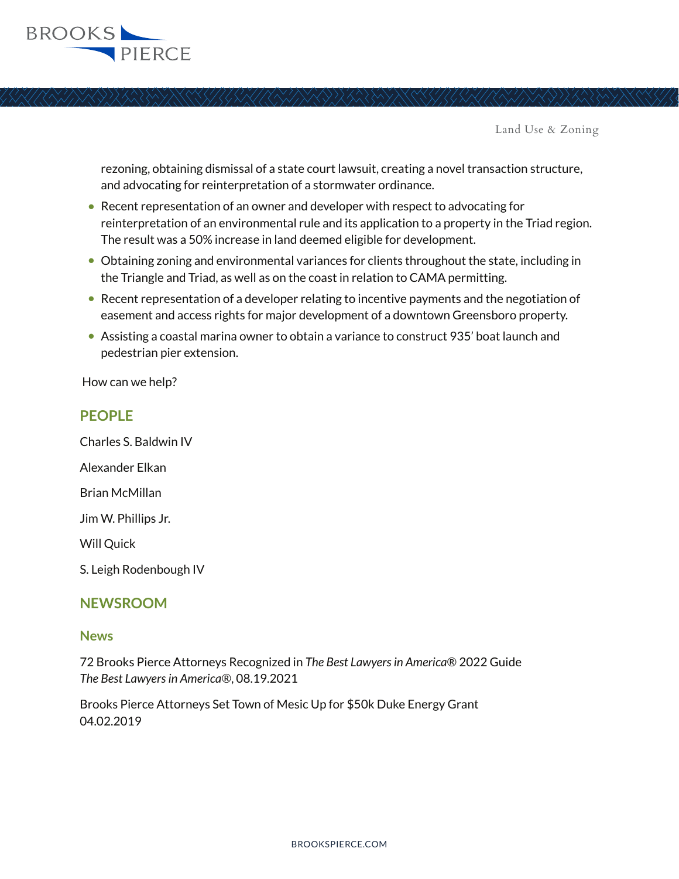rezoning, obtaining dismissal of a state court lawsuit, creating a novel transaction structure, and advocating for reinterpretation of a stormwater ordinance.

- Recent representation of an owner and developer with respect to advocating for reinterpretation of an environmental rule and its application to a property in the Triad region. The result was a 50% increase in land deemed eligible for development.
- Obtaining zoning and environmental variances for clients throughout the state, including in the Triangle and Triad, as well as on the coast in relation to CAMA permitting.
- Recent representation of a developer relating to incentive payments and the negotiation of easement and access rights for major development of a downtown Greensboro property.
- Assisting a coastal marina owner to obtain a variance to construct 935' boat launch and pedestrian pier extension.

How can we help?

## PEOPLE

Charles S. Baldwin IV

Alexander Elkan

Brian McMillan

Jim W. Phillips Jr.

Will Quick

S. Leigh Rodenbough IV

## NEWSROOM

### News

72 Brooks Pierce Attorneys Recognized in *The Best Lawyers in America*® 2022 Guide
*The Best Lawyers in America*®, 08.19.2021

Brooks Pierce Attorneys Set Town of Mesic Up for $50k Duke Energy Grant
04.02.2019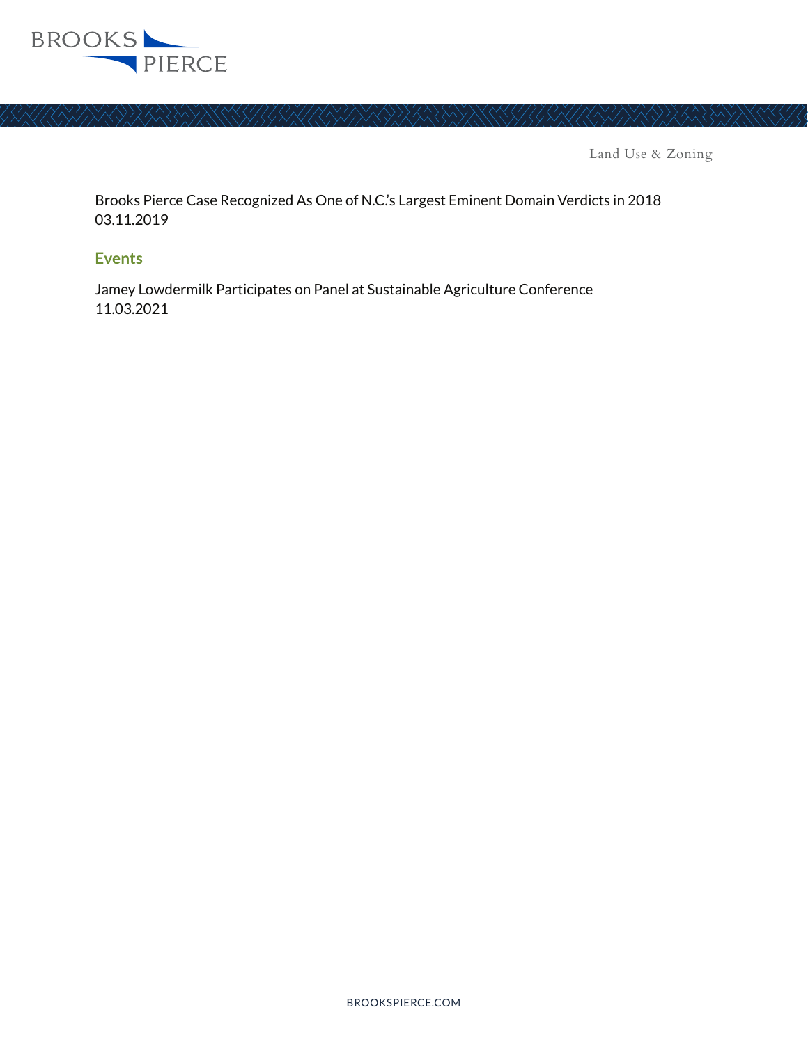Brooks Pierce Case Recognized As One of N.C.'s Largest Eminent Domain Verdicts in 2018
03.11.2019

## Events

Jamey Lowdermilk Participates on Panel at Sustainable Agriculture Conference
11.03.2021